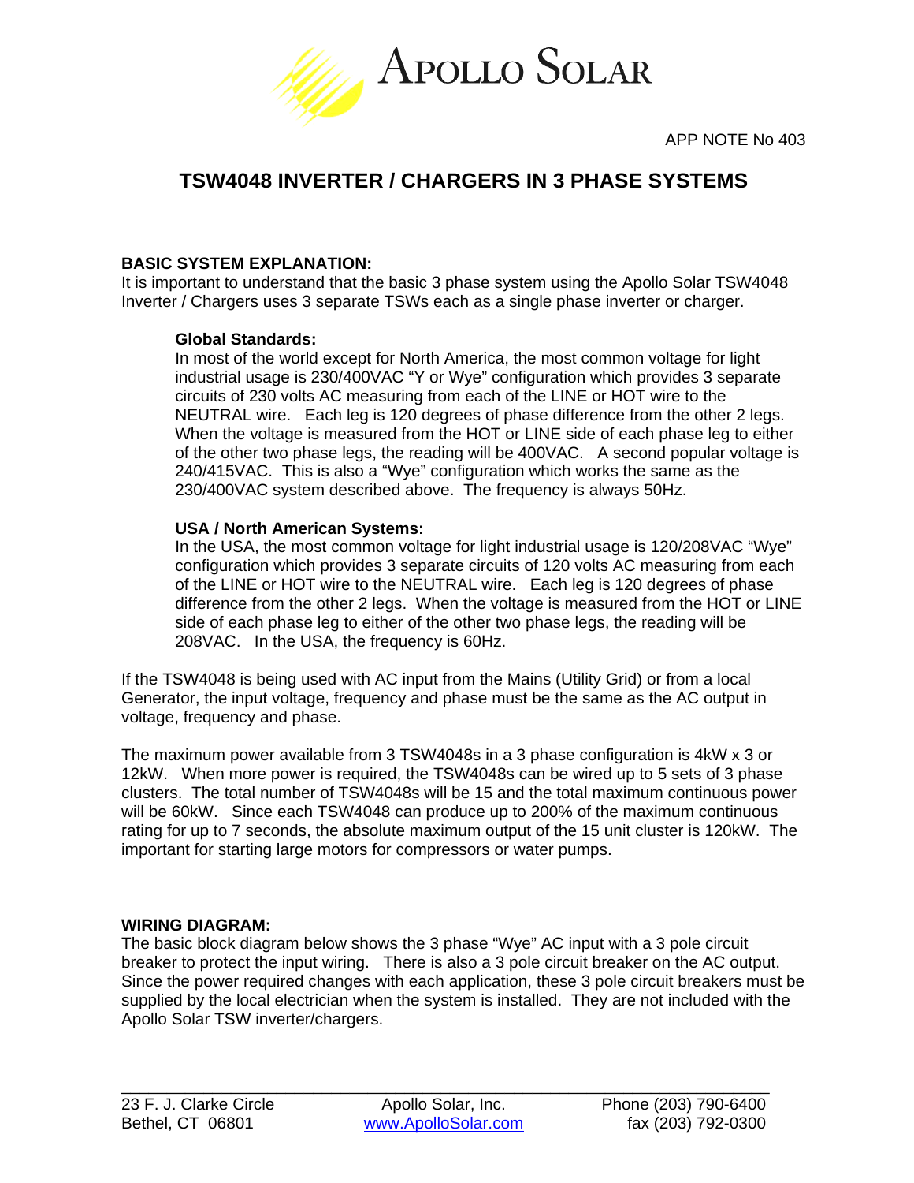APOLLO SOLAR

APP NOTE No 403

# TSW4048 INVERTER / CHARGERS IN 3 PHASE SYSTEMS

**BASIC SYSTEM EXPLANATION:**

It is important to understand that the basic 3 phase system using the Apollo Solar TSW4048 Inverter / Chargers uses 3 separate TSWs each as a single phase inverter or charger.

**Global Standards:**

In most of the world except for North America, the most common voltage for light industrial usage is 230/400VAC "Y or Wye" configuration which provides 3 separate circuits of 230 volts AC measuring from each of the LINE or HOT wire to the NEUTRAL wire. Each leg is 120 degrees of phase difference from the other 2 legs. When the voltage is measured from the HOT or LINE side of each phase leg to either of the other two phase legs, the reading will be 400VAC. A second popular voltage is 240/415VAC. This is also a "Wye" configuration which works the same as the 230/400VAC system described above. The frequency is always 50Hz.

**USA / North American Systems:**

In the USA, the most common voltage for light industrial usage is 120/208VAC "Wye" configuration which provides 3 separate circuits of 120 volts AC measuring from each of the LINE or HOT wire to the NEUTRAL wire. Each leg is 120 degrees of phase difference from the other 2 legs. When the voltage is measured from the HOT or LINE side of each phase leg to either of the other two phase legs, the reading will be 208VAC. In the USA, the frequency is 60Hz.

If the TSW4048 is being used with AC input from the Mains (Utility Grid) or from a local Generator, the input voltage, frequency and phase must be the same as the AC output in voltage, frequency and phase.

The maximum power available from 3 TSW4048s in a 3 phase configuration is 4kW x 3 or 12kW. When more power is required, the TSW4048s can be wired up to 5 sets of 3 phase clusters. The total number of TSW4048s will be 15 and the total maximum continuous power will be 60kW. Since each TSW4048 can produce up to 200% of the maximum continuous rating for up to 7 seconds, the absolute maximum output of the 15 unit cluster is 120kW. The important for starting large motors for compressors or water pumps.

**WIRING DIAGRAM:**

The basic block diagram below shows the 3 phase "Wye" AC input with a 3 pole circuit breaker to protect the input wiring. There is also a 3 pole circuit breaker on the AC output. Since the power required changes with each application, these 3 pole circuit breakers must be supplied by the local electrician when the system is installed. They are not included with the Apollo Solar TSW inverter/chargers.

23 F. J. Clarke Circle
Bethel, CT 06801

Apollo Solar, Inc.
www.ApolloSolar.com

Phone (203) 790-6400
fax (203) 792-0300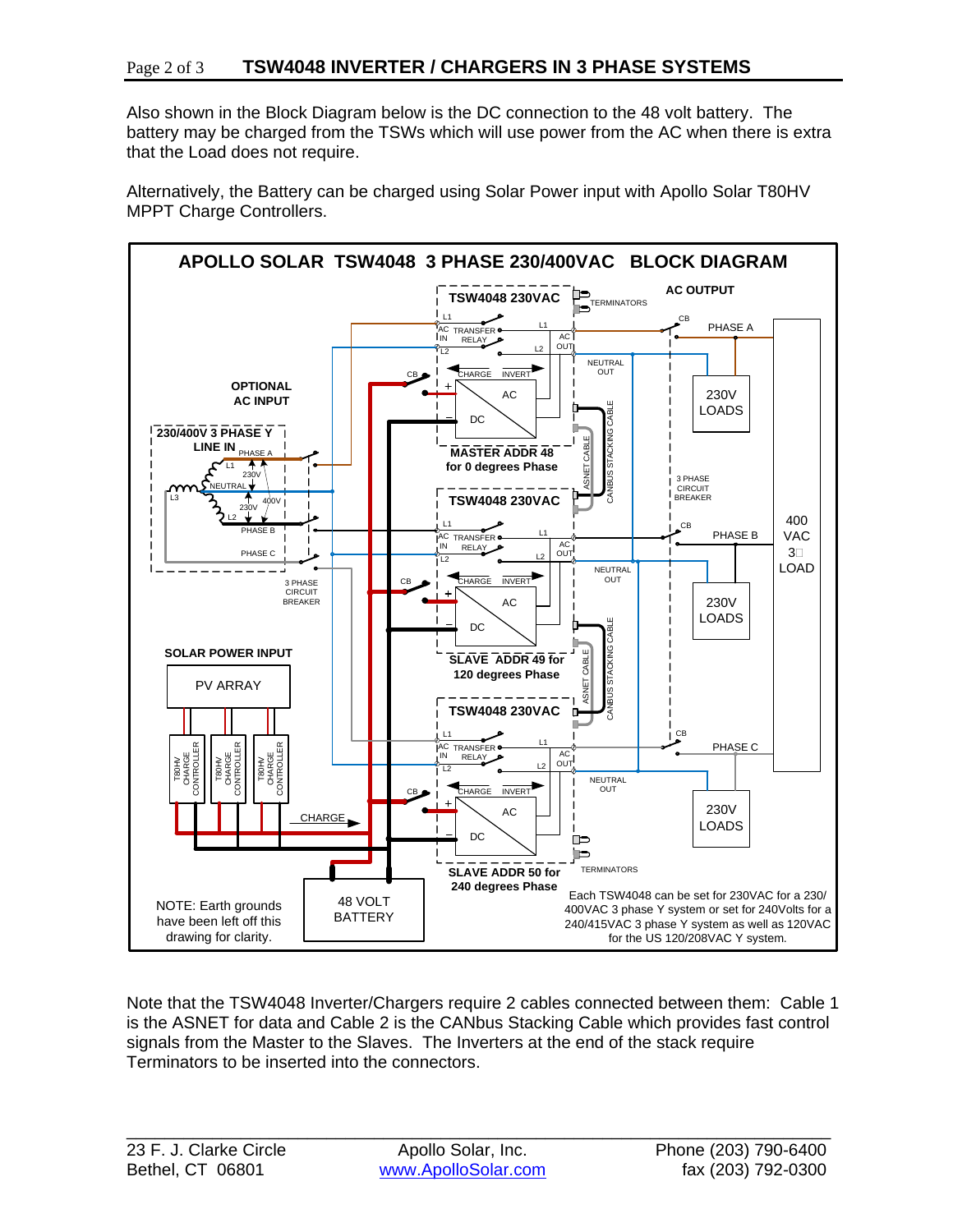Also shown in the Block Diagram below is the DC connection to the 48 volt battery. The battery may be charged from the TSWs which will use power from the AC when there is extra that the Load does not require.

Alternatively, the Battery can be charged using Solar Power input with Apollo Solar T80HV MPPT Charge Controllers.

**APOLLO SOLAR TSW4048 3 PHASE 230/400VAC BLOCK DIAGRAM**

TSW4048 230VAC — MASTER ADDR 48 for 0 degrees Phase

TSW4048 230VAC — SLAVE ADDR 49 for 120 degrees Phase

TSW4048 230VAC — SLAVE ADDR 50 for 240 degrees Phase

OPTIONAL AC INPUT — 230/400V 3 PHASE Y LINE IN

AC OUTPUT — PHASE A, PHASE B, PHASE C — 230V LOADS — 400 VAC 3Ø LOAD

SOLAR POWER INPUT — PV ARRAY — T80HV CHARGE CONTROLLER

48 VOLT BATTERY

NOTE: Earth grounds have been left off this drawing for clarity.

Each TSW4048 can be set for 230VAC for a 230/400VAC 3 phase Y system or set for 240Volts for a 240/415VAC 3 phase Y system as well as 120VAC for the US 120/208VAC Y system.

Note that the TSW4048 Inverter/Chargers require 2 cables connected between them: Cable 1 is the ASNET for data and Cable 2 is the CANbus Stacking Cable which provides fast control signals from the Master to the Slaves. The Inverters at the end of the stack require Terminators to be inserted into the connectors.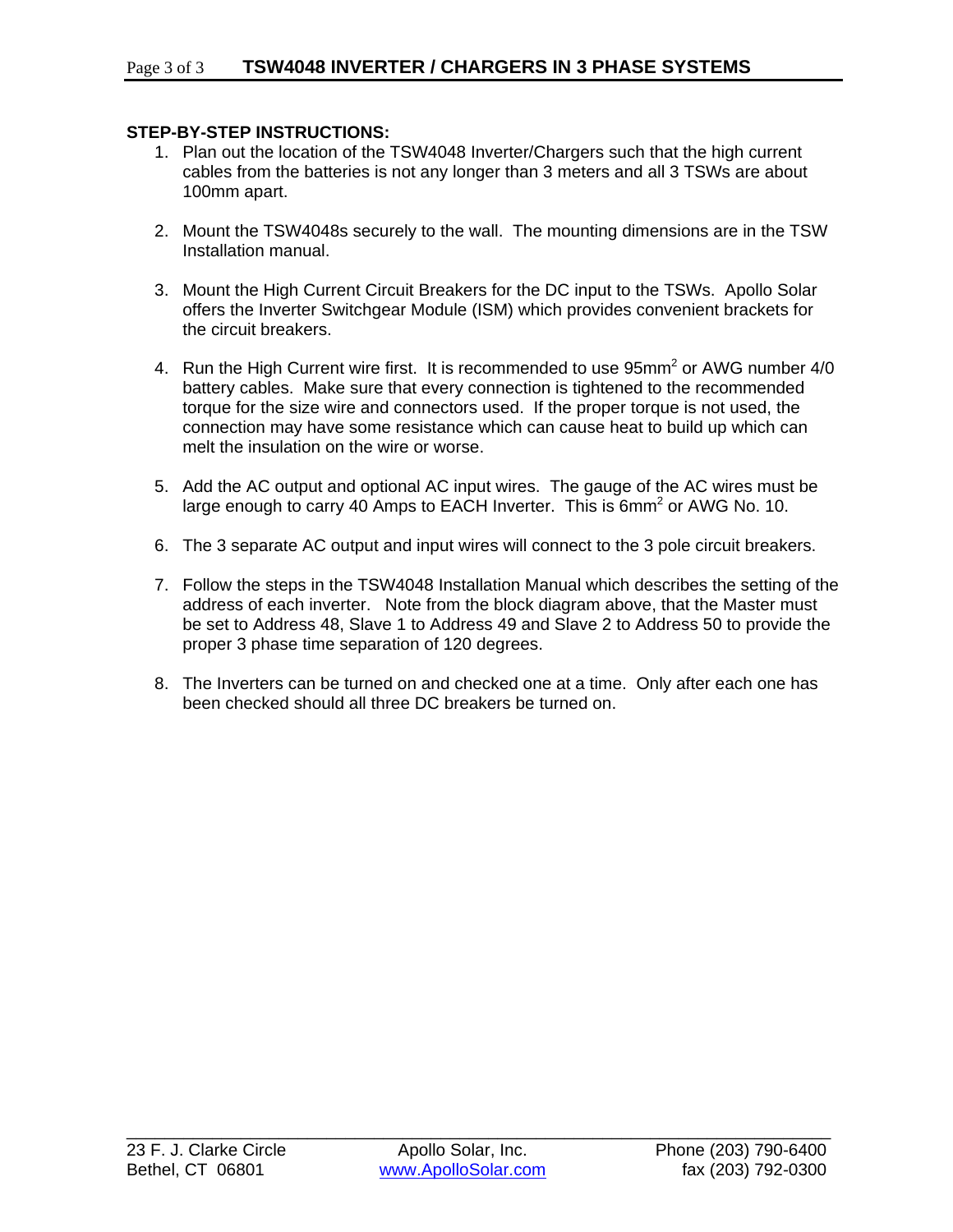**STEP-BY-STEP INSTRUCTIONS:**

1. Plan out the location of the TSW4048 Inverter/Chargers such that the high current cables from the batteries is not any longer than 3 meters and all 3 TSWs are about 100mm apart.

2. Mount the TSW4048s securely to the wall. The mounting dimensions are in the TSW Installation manual.

3. Mount the High Current Circuit Breakers for the DC input to the TSWs. Apollo Solar offers the Inverter Switchgear Module (ISM) which provides convenient brackets for the circuit breakers.

4. Run the High Current wire first. It is recommended to use 95mm$^2$ or AWG number 4/0 battery cables. Make sure that every connection is tightened to the recommended torque for the size wire and connectors used. If the proper torque is not used, the connection may have some resistance which can cause heat to build up which can melt the insulation on the wire or worse.

5. Add the AC output and optional AC input wires. The gauge of the AC wires must be large enough to carry 40 Amps to EACH Inverter. This is 6mm$^2$ or AWG No. 10.

6. The 3 separate AC output and input wires will connect to the 3 pole circuit breakers.

7. Follow the steps in the TSW4048 Installation Manual which describes the setting of the address of each inverter. Note from the block diagram above, that the Master must be set to Address 48, Slave 1 to Address 49 and Slave 2 to Address 50 to provide the proper 3 phase time separation of 120 degrees.

8. The Inverters can be turned on and checked one at a time. Only after each one has been checked should all three DC breakers be turned on.